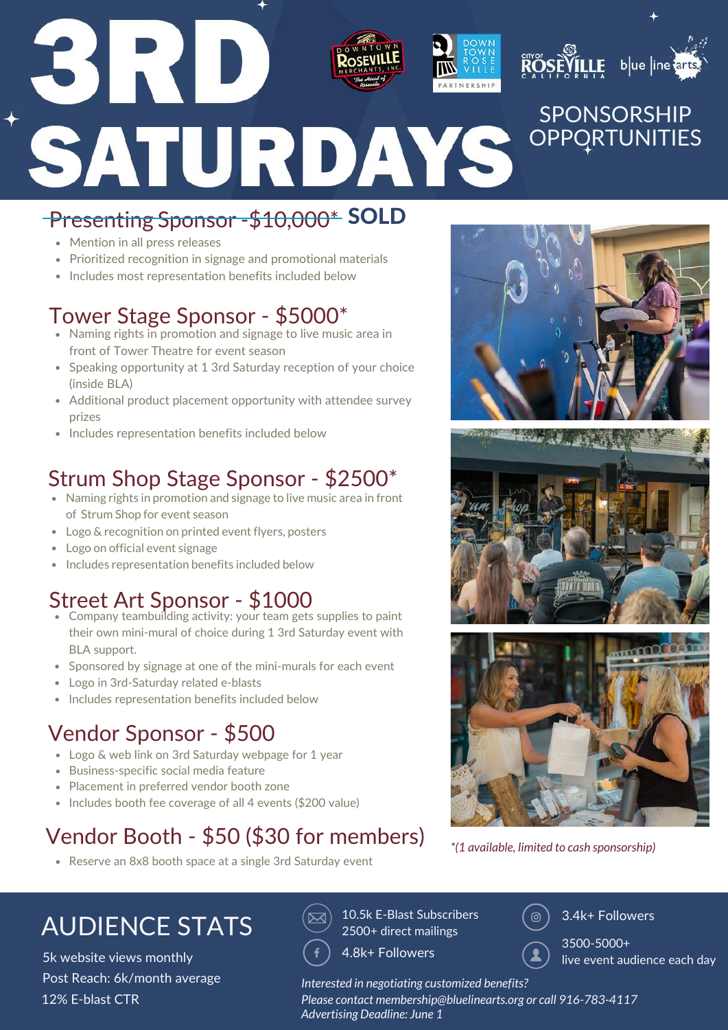# 3RD SATURDAYS

## SPONSORSHIP OPPORTUNITIES

## ~~Presenting Sponsor - $10,000*~~ SOLD

- Mention in all press releases
- Prioritized recognition in signage and promotional materials
- Includes most representation benefits included below

## Tower Stage Sponsor - $5000*

- Naming rights in promotion and signage to live music area in front of Tower Theatre for event season
- Speaking opportunity at 1 3rd Saturday reception of your choice (inside BLA)
- Additional product placement opportunity with attendee survey prizes
- Includes representation benefits included below

## Strum Shop Stage Sponsor - $2500*

- Naming rights in promotion and signage to live music area in front of Strum Shop for event season
- Logo & recognition on printed event flyers, posters
- Logo on official event signage
- Includes representation benefits included below

## Street Art Sponsor - $1000

- Company teambuilding activity: your team gets supplies to paint their own mini-mural of choice during 1 3rd Saturday event with BLA support.
- Sponsored by signage at one of the mini-murals for each event
- Logo in 3rd-Saturday related e-blasts
- Includes representation benefits included below

## Vendor Sponsor - $500

- Logo & web link on 3rd Saturday webpage for 1 year
- Business-specific social media feature
- Placement in preferred vendor booth zone
- Includes booth fee coverage of all 4 events ($200 value)

## Vendor Booth - $50 ($30 for members)

- Reserve an 8x8 booth space at a single 3rd Saturday event

*\*(1 available, limited to cash sponsorship)*

## AUDIENCE STATS

5k website views monthly
Post Reach: 6k/month average
12% E-blast CTR

10.5k E-Blast Subscribers
2500+ direct mailings

4.8k+ Followers

3.4k+ Followers

3500-5000+
live event audience each day

*Interested in negotiating customized benefits?*
*Please contact membership@bluelinearts.org or call 916-783-4117*
*Advertising Deadline: June 1*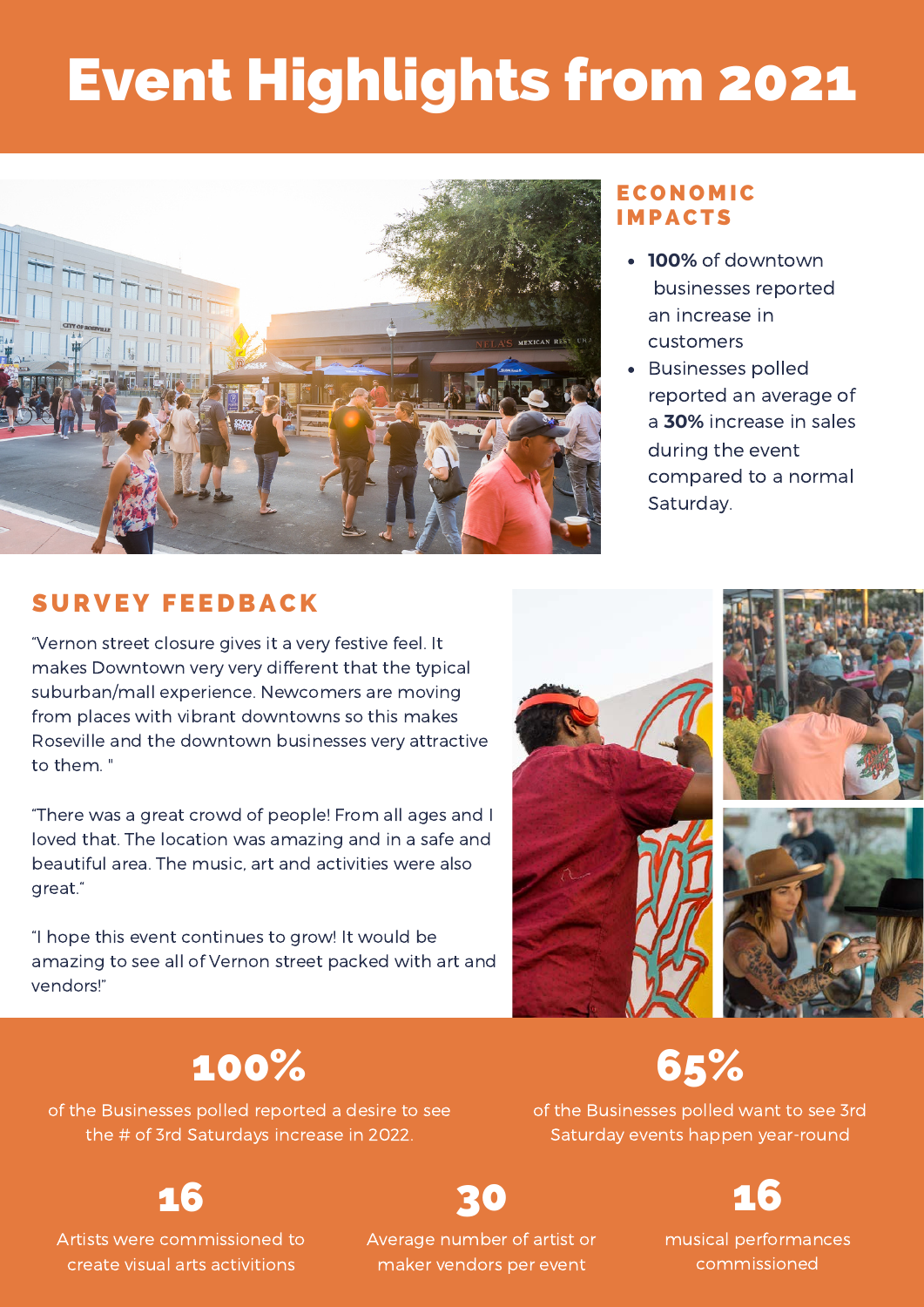# Event Highlights from 2021

## ECONOMIC IMPACTS

- **100%** of downtown businesses reported an increase in customers
- Businesses polled reported an average of a **30%** increase in sales during the event compared to a normal Saturday.

## SURVEY FEEDBACK

"Vernon street closure gives it a very festive feel. It makes Downtown very very different that the typical suburban/mall experience. Newcomers are moving from places with vibrant downtowns so this makes Roseville and the downtown businesses very attractive to them. "

"There was a great crowd of people! From all ages and I loved that. The location was amazing and in a safe and beautiful area. The music, art and activities were also great."

"I hope this event continues to grow! It would be amazing to see all of Vernon street packed with art and vendors!"

**100%**

of the Businesses polled reported a desire to see the # of 3rd Saturdays increase in 2022.

**65%**

of the Businesses polled want to see 3rd Saturday events happen year-round

**16**

Artists were commissioned to create visual arts activitions

**30**

Average number of artist or maker vendors per event

**16**

musical performances commissioned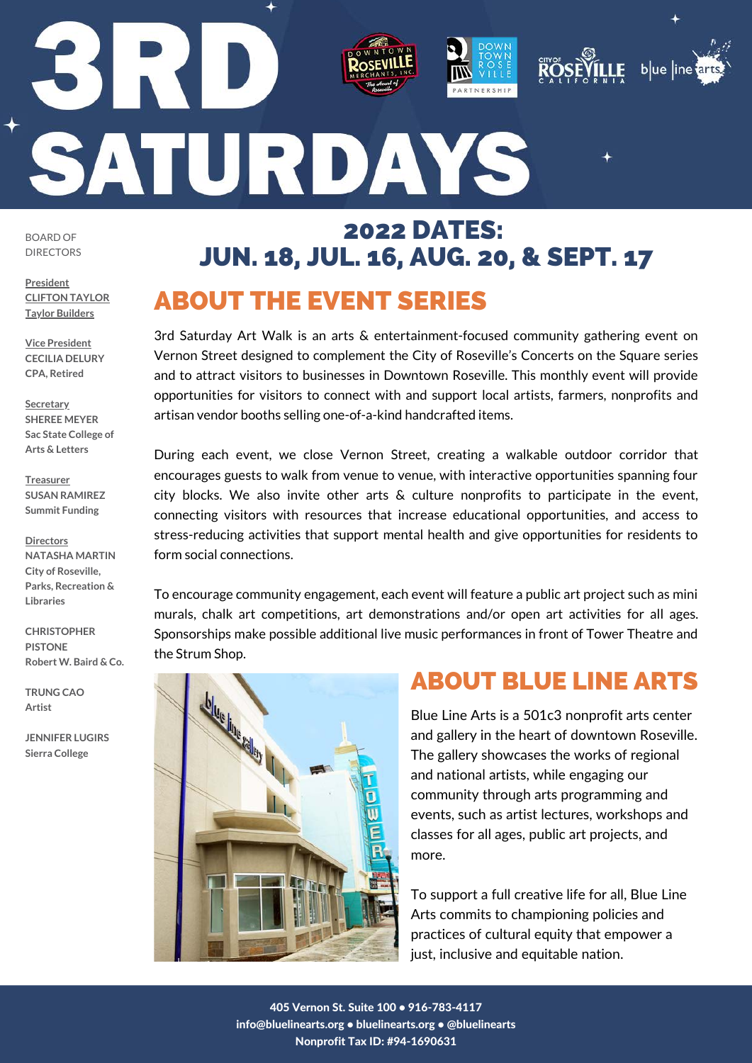# 3RD SATURDAYS

## 2022 DATES: JUN. 18, JUL. 16, AUG. 20, & SEPT. 17

## ABOUT THE EVENT SERIES

3rd Saturday Art Walk is an arts & entertainment-focused community gathering event on Vernon Street designed to complement the City of Roseville's Concerts on the Square series and to attract visitors to businesses in Downtown Roseville. This monthly event will provide opportunities for visitors to connect with and support local artists, farmers, nonprofits and artisan vendor booths selling one-of-a-kind handcrafted items.

During each event, we close Vernon Street, creating a walkable outdoor corridor that encourages guests to walk from venue to venue, with interactive opportunities spanning four city blocks. We also invite other arts & culture nonprofits to participate in the event, connecting visitors with resources that increase educational opportunities, and access to stress-reducing activities that support mental health and give opportunities for residents to form social connections.

To encourage community engagement, each event will feature a public art project such as mini murals, chalk art competitions, art demonstrations and/or open art activities for all ages. Sponsorships make possible additional live music performances in front of Tower Theatre and the Strum Shop.

## ABOUT BLUE LINE ARTS

Blue Line Arts is a 501c3 nonprofit arts center and gallery in the heart of downtown Roseville. The gallery showcases the works of regional and national artists, while engaging our community through arts programming and events, such as artist lectures, workshops and classes for all ages, public art projects, and more.

To support a full creative life for all, Blue Line Arts commits to championing policies and practices of cultural equity that empower a just, inclusive and equitable nation.

BOARD OF DIRECTORS

**President**
**CLIFTON TAYLOR**
**Taylor Builders**

**Vice President**
**CECILIA DELURY**
**CPA, Retired**

**Secretary**
**SHEREE MEYER**
**Sac State College of Arts & Letters**

**Treasurer**
**SUSAN RAMIREZ**
**Summit Funding**

**Directors**
**NATASHA MARTIN**
**City of Roseville, Parks, Recreation & Libraries**

**CHRISTOPHER PISTONE**
**Robert W. Baird & Co.**

**TRUNG CAO**
**Artist**

**JENNIFER LUGIRS**
**Sierra College**

**405 Vernon St. Suite 100 • 916-783-4117**
**info@bluelinearts.org • bluelinearts.org • @bluelinearts**
**Nonprofit Tax ID: #94-1690631**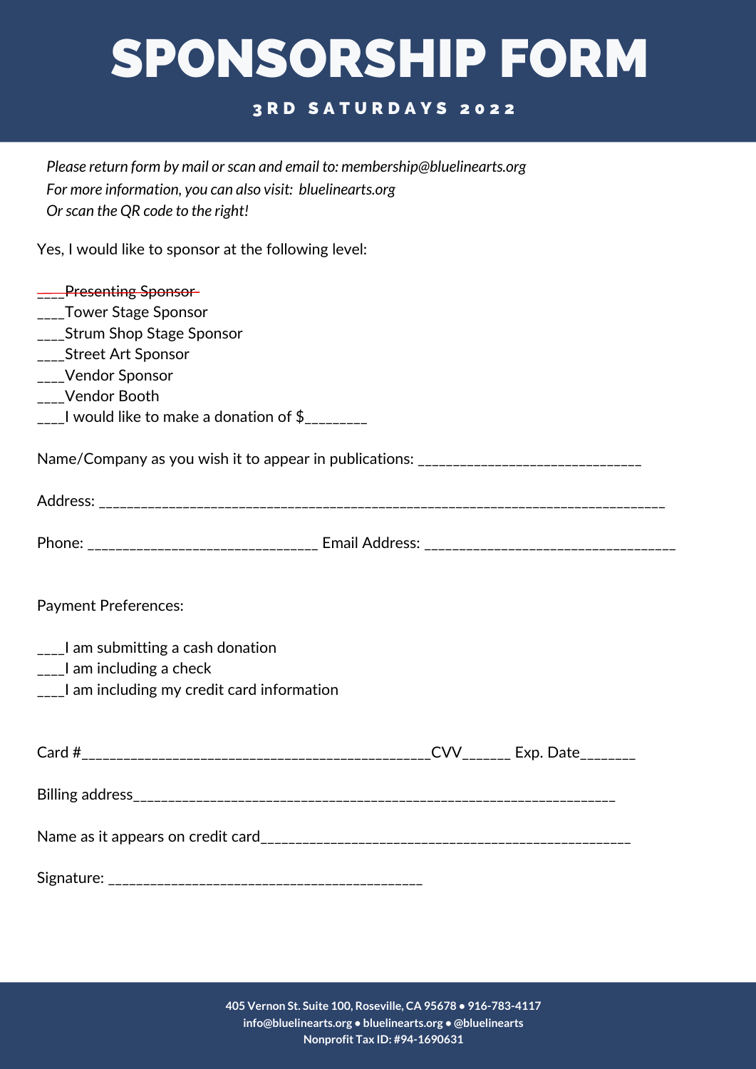# SPONSORSHIP FORM

## 3RD SATURDAYS 2022

*Please return form by mail or scan and email to: membership@bluelinearts.org*
*For more information, you can also visit: bluelinearts.org*
*Or scan the QR code to the right!*

Yes, I would like to sponsor at the following level:

~~____Presenting Sponsor~~
____Tower Stage Sponsor
____Strum Shop Stage Sponsor
____Street Art Sponsor
____Vendor Sponsor
____Vendor Booth
____I would like to make a donation of $________

Name/Company as you wish it to appear in publications: ______________________________

Address: ______________________________________________________________________________

Phone: ______________________________ Email Address: _________________________________

Payment Preferences:

____I am submitting a cash donation
____I am including a check
____I am including my credit card information

Card #_______________________________________________CVV______ Exp. Date_______

Billing address_________________________________________________________________

Name as it appears on credit card__________________________________________________

Signature: __________________________________________

**405 Vernon St. Suite 100, Roseville, CA 95678 • 916-783-4117**
**info@bluelinearts.org • bluelinearts.org • @bluelinearts**
**Nonprofit Tax ID: #94-1690631**